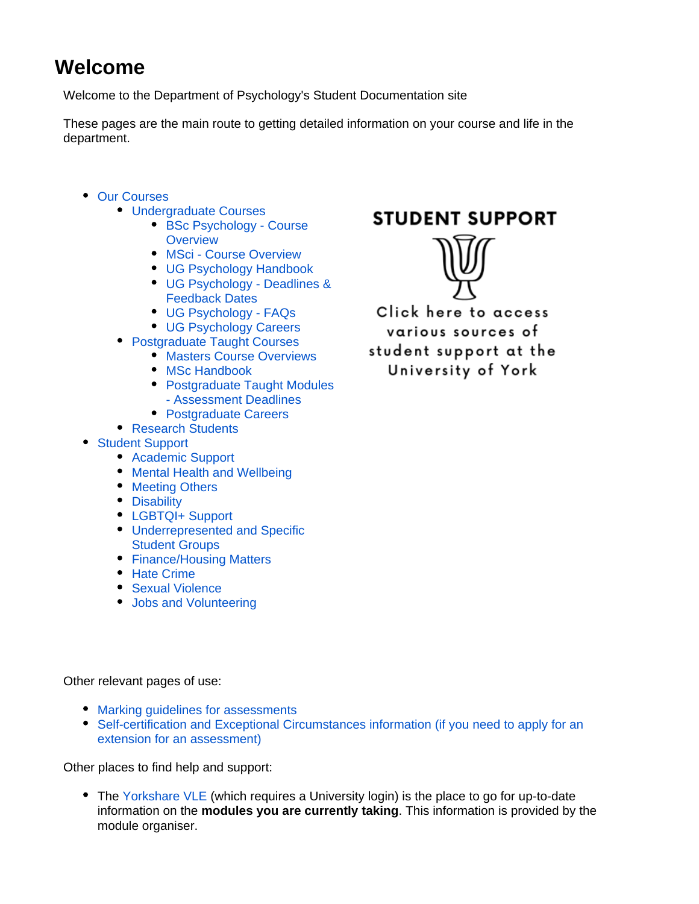# Welcome

Welcome to the Department of Psychology's Student Documentation site

These pages are the main route to getting detailed information on your course and life in the department.

- Our Courses
  - Undergraduate Courses
    - BSc Psychology - Course Overview
    - MSci - Course Overview
    - UG Psychology Handbook
    - UG Psychology - Deadlines & Feedback Dates
    - UG Psychology - FAQs
    - UG Psychology Careers
  - Postgraduate Taught Courses
    - Masters Course Overviews
    - MSc Handbook
    - Postgraduate Taught Modules - Assessment Deadlines
    - Postgraduate Careers
  - Research Students
- Student Support
  - Academic Support
  - Mental Health and Wellbeing
  - Meeting Others
  - Disability
  - LGBTQI+ Support
  - Underrepresented and Specific Student Groups
  - Finance/Housing Matters
  - Hate Crime
  - Sexual Violence
  - Jobs and Volunteering

**STUDENT SUPPORT**

Click here to access various sources of student support at the University of York

Other relevant pages of use:

- Marking guidelines for assessments
- Self-certification and Exceptional Circumstances information (if you need to apply for an extension for an assessment)

Other places to find help and support:

- The Yorkshare VLE (which requires a University login) is the place to go for up-to-date information on the **modules you are currently taking**. This information is provided by the module organiser.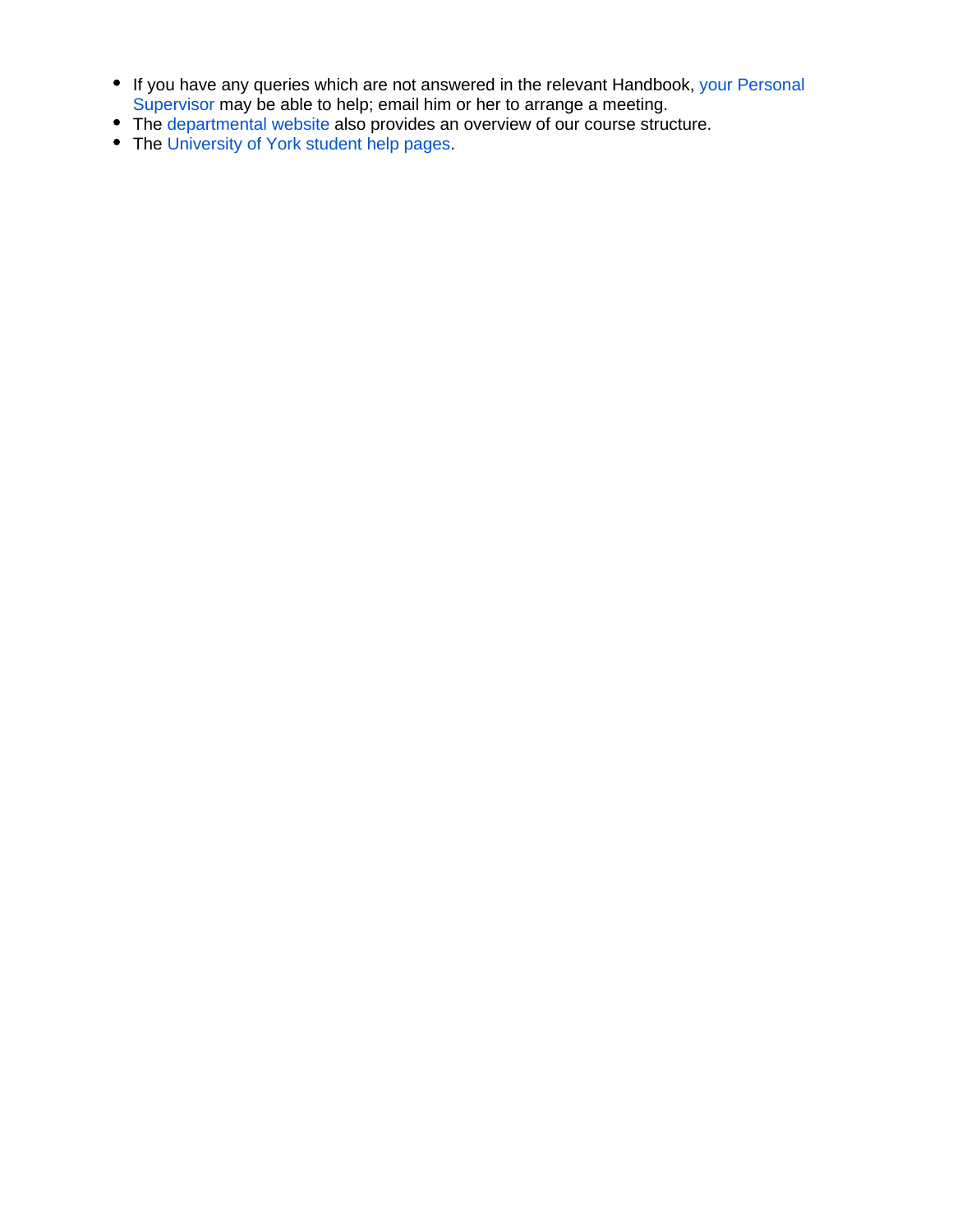- If you have any queries which are not answered in the relevant Handbook, your Personal Supervisor may be able to help; email him or her to arrange a meeting.
- The departmental website also provides an overview of our course structure.
- The University of York student help pages.